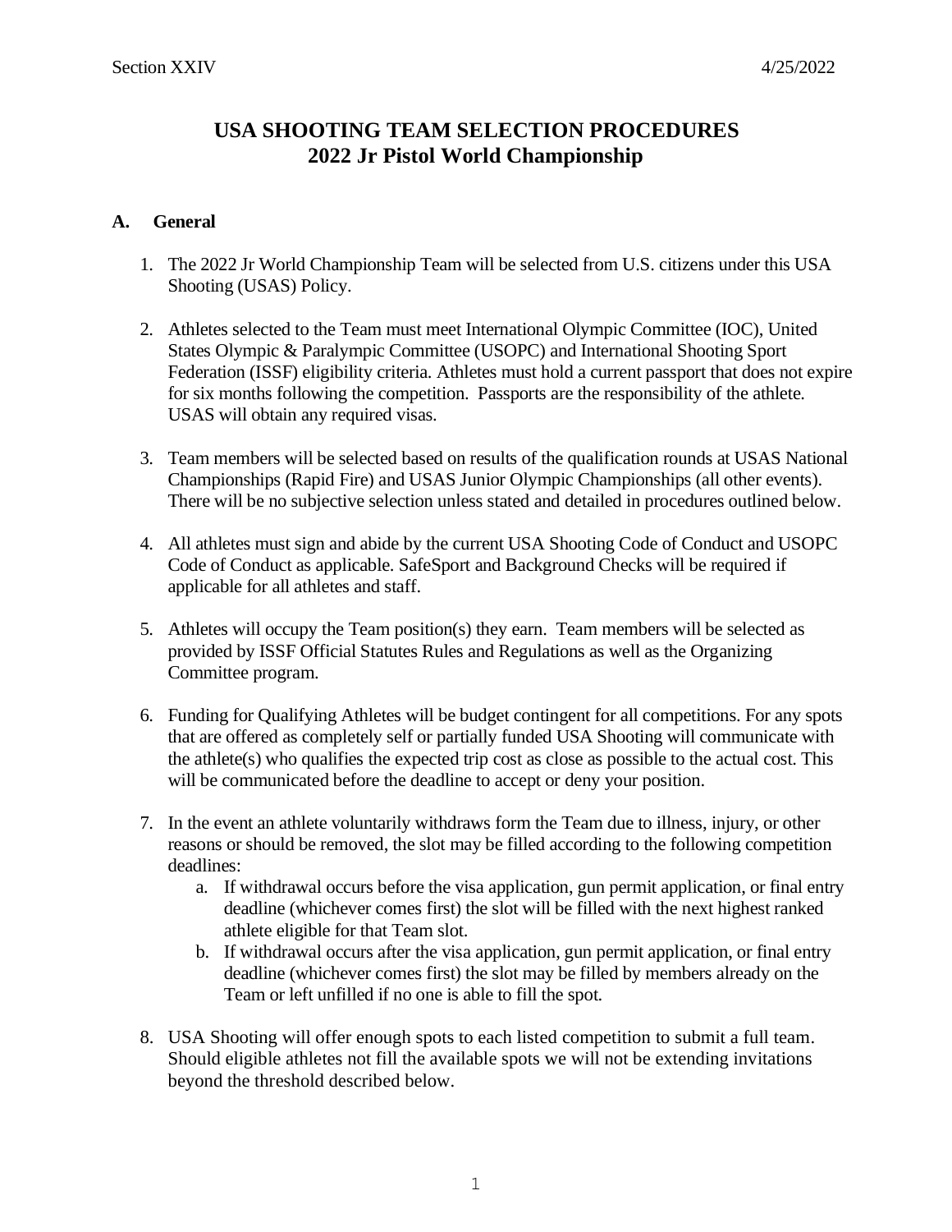# USA SHOOTING TEAM SELECTION PROCEDURES
# 2022 Jr Pistol World Championship

## A. General

1. The 2022 Jr World Championship Team will be selected from U.S. citizens under this USA Shooting (USAS) Policy.

2. Athletes selected to the Team must meet International Olympic Committee (IOC), United States Olympic & Paralympic Committee (USOPC) and International Shooting Sport Federation (ISSF) eligibility criteria. Athletes must hold a current passport that does not expire for six months following the competition. Passports are the responsibility of the athlete. USAS will obtain any required visas.

3. Team members will be selected based on results of the qualification rounds at USAS National Championships (Rapid Fire) and USAS Junior Olympic Championships (all other events). There will be no subjective selection unless stated and detailed in procedures outlined below.

4. All athletes must sign and abide by the current USA Shooting Code of Conduct and USOPC Code of Conduct as applicable. SafeSport and Background Checks will be required if applicable for all athletes and staff.

5. Athletes will occupy the Team position(s) they earn. Team members will be selected as provided by ISSF Official Statutes Rules and Regulations as well as the Organizing Committee program.

6. Funding for Qualifying Athletes will be budget contingent for all competitions. For any spots that are offered as completely self or partially funded USA Shooting will communicate with the athlete(s) who qualifies the expected trip cost as close as possible to the actual cost. This will be communicated before the deadline to accept or deny your position.

7. In the event an athlete voluntarily withdraws form the Team due to illness, injury, or other reasons or should be removed, the slot may be filled according to the following competition deadlines:
   a. If withdrawal occurs before the visa application, gun permit application, or final entry deadline (whichever comes first) the slot will be filled with the next highest ranked athlete eligible for that Team slot.
   b. If withdrawal occurs after the visa application, gun permit application, or final entry deadline (whichever comes first) the slot may be filled by members already on the Team or left unfilled if no one is able to fill the spot.

8. USA Shooting will offer enough spots to each listed competition to submit a full team. Should eligible athletes not fill the available spots we will not be extending invitations beyond the threshold described below.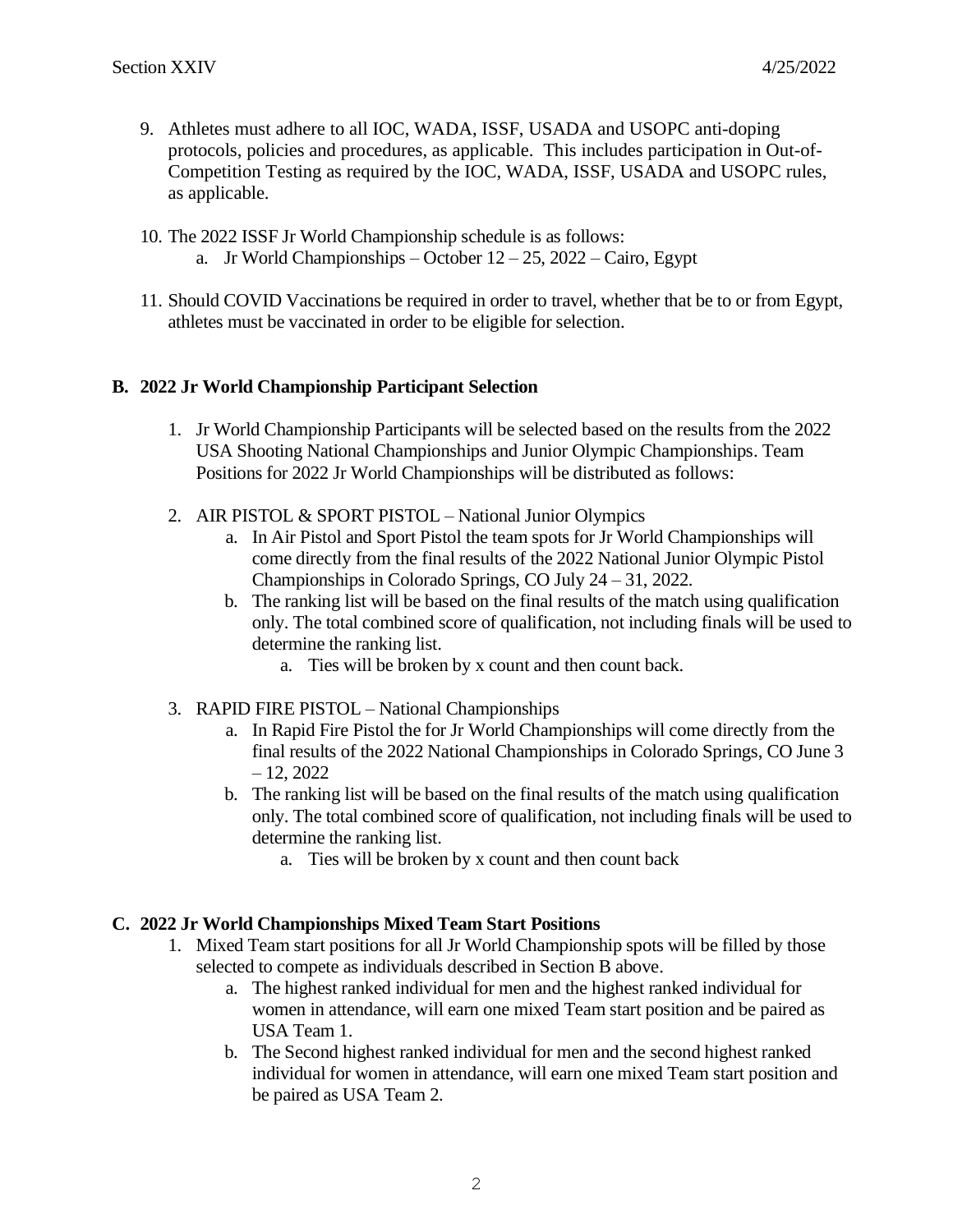9. Athletes must adhere to all IOC, WADA, ISSF, USADA and USOPC anti-doping protocols, policies and procedures, as applicable. This includes participation in Out-of-Competition Testing as required by the IOC, WADA, ISSF, USADA and USOPC rules, as applicable.

10. The 2022 ISSF Jr World Championship schedule is as follows:
    a. Jr World Championships – October 12 – 25, 2022 – Cairo, Egypt

11. Should COVID Vaccinations be required in order to travel, whether that be to or from Egypt, athletes must be vaccinated in order to be eligible for selection.

**B. 2022 Jr World Championship Participant Selection**

1. Jr World Championship Participants will be selected based on the results from the 2022 USA Shooting National Championships and Junior Olympic Championships. Team Positions for 2022 Jr World Championships will be distributed as follows:

2. AIR PISTOL & SPORT PISTOL – National Junior Olympics
    a. In Air Pistol and Sport Pistol the team spots for Jr World Championships will come directly from the final results of the 2022 National Junior Olympic Pistol Championships in Colorado Springs, CO July 24 – 31, 2022.
    b. The ranking list will be based on the final results of the match using qualification only. The total combined score of qualification, not including finals will be used to determine the ranking list.
        a. Ties will be broken by x count and then count back.

3. RAPID FIRE PISTOL – National Championships
    a. In Rapid Fire Pistol the for Jr World Championships will come directly from the final results of the 2022 National Championships in Colorado Springs, CO June 3 – 12, 2022
    b. The ranking list will be based on the final results of the match using qualification only. The total combined score of qualification, not including finals will be used to determine the ranking list.
        a. Ties will be broken by x count and then count back

**C. 2022 Jr World Championships Mixed Team Start Positions**

1. Mixed Team start positions for all Jr World Championship spots will be filled by those selected to compete as individuals described in Section B above.
    a. The highest ranked individual for men and the highest ranked individual for women in attendance, will earn one mixed Team start position and be paired as USA Team 1.
    b. The Second highest ranked individual for men and the second highest ranked individual for women in attendance, will earn one mixed Team start position and be paired as USA Team 2.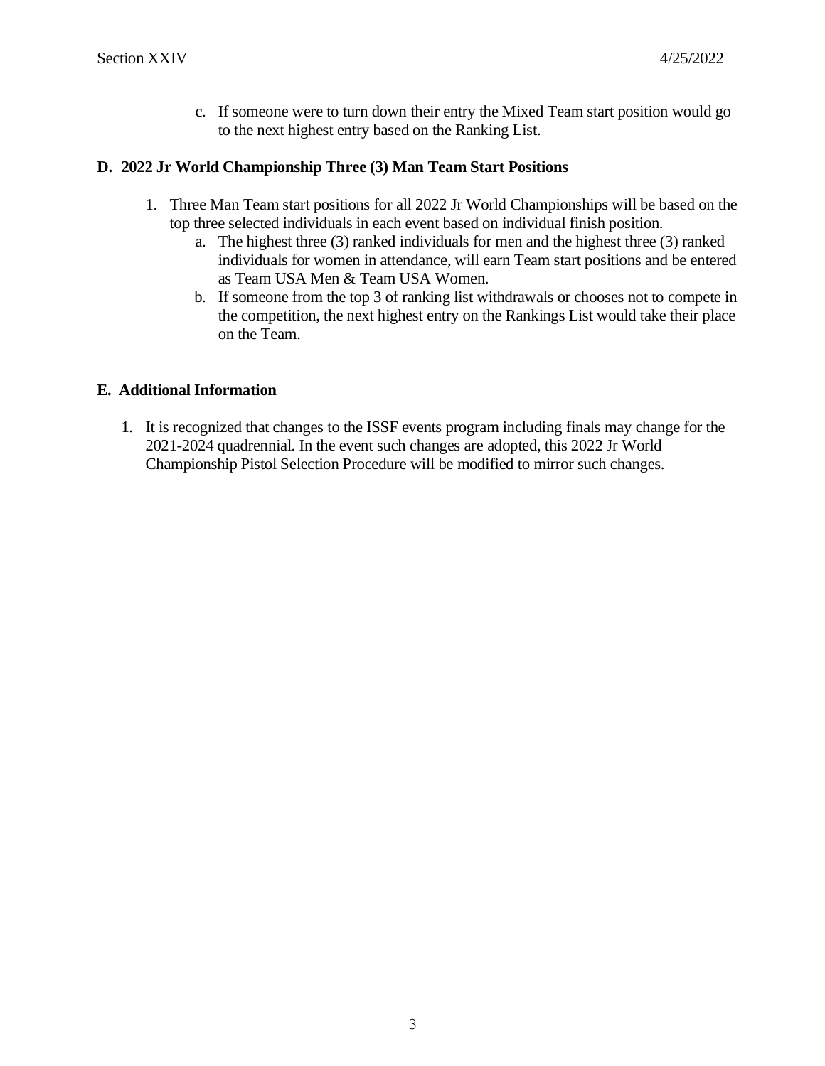c. If someone were to turn down their entry the Mixed Team start position would go to the next highest entry based on the Ranking List.

## D. 2022 Jr World Championship Three (3) Man Team Start Positions

1. Three Man Team start positions for all 2022 Jr World Championships will be based on the top three selected individuals in each event based on individual finish position.
   a. The highest three (3) ranked individuals for men and the highest three (3) ranked individuals for women in attendance, will earn Team start positions and be entered as Team USA Men & Team USA Women.
   b. If someone from the top 3 of ranking list withdrawals or chooses not to compete in the competition, the next highest entry on the Rankings List would take their place on the Team.

## E. Additional Information

1. It is recognized that changes to the ISSF events program including finals may change for the 2021-2024 quadrennial. In the event such changes are adopted, this 2022 Jr World Championship Pistol Selection Procedure will be modified to mirror such changes.